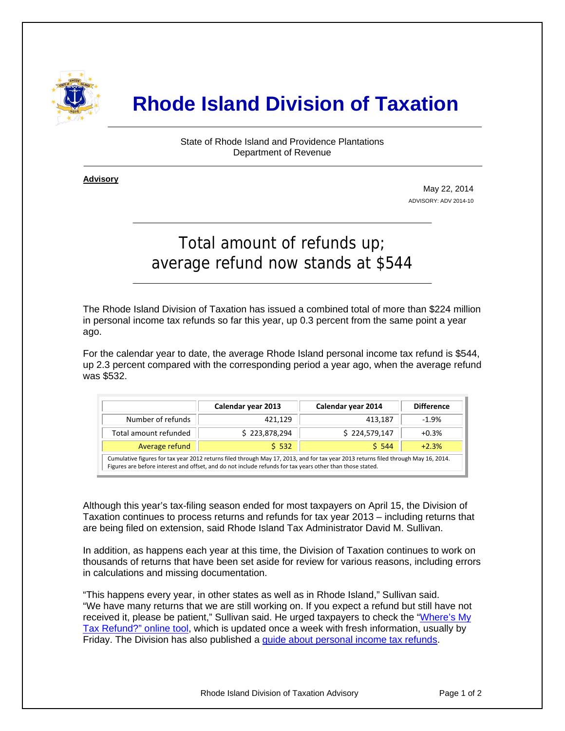# Rhode Island Division of Taxation

State of Rhode Island and Providence Plantations
Department of Revenue

**Advisory**

May 22, 2014
ADVISORY: ADV 2014-10

## Total amount of refunds up; average refund now stands at $544

The Rhode Island Division of Taxation has issued a combined total of more than $224 million in personal income tax refunds so far this year, up 0.3 percent from the same point a year ago.

For the calendar year to date, the average Rhode Island personal income tax refund is $544, up 2.3 percent compared with the corresponding period a year ago, when the average refund was $532.

| | Calendar year 2013 | Calendar year 2014 | Difference |
|---|---|---|---|
| Number of refunds | 421,129 | 413,187 | -1.9% |
| Total amount refunded | $ 223,878,294 | $ 224,579,147 | +0.3% |
| Average refund | $ 532 | $ 544 | +2.3% |

Cumulative figures for tax year 2012 returns filed through May 17, 2013, and for tax year 2013 returns filed through May 16, 2014. Figures are before interest and offset, and do not include refunds for tax years other than those stated.

Although this year's tax-filing season ended for most taxpayers on April 15, the Division of Taxation continues to process returns and refunds for tax year 2013 – including returns that are being filed on extension, said Rhode Island Tax Administrator David M. Sullivan.

In addition, as happens each year at this time, the Division of Taxation continues to work on thousands of returns that have been set aside for review for various reasons, including errors in calculations and missing documentation.

"This happens every year, in other states as well as in Rhode Island," Sullivan said. "We have many returns that we are still working on. If you expect a refund but still have not received it, please be patient," Sullivan said. He urged taxpayers to check the "Where's My Tax Refund?" online tool, which is updated once a week with fresh information, usually by Friday. The Division has also published a guide about personal income tax refunds.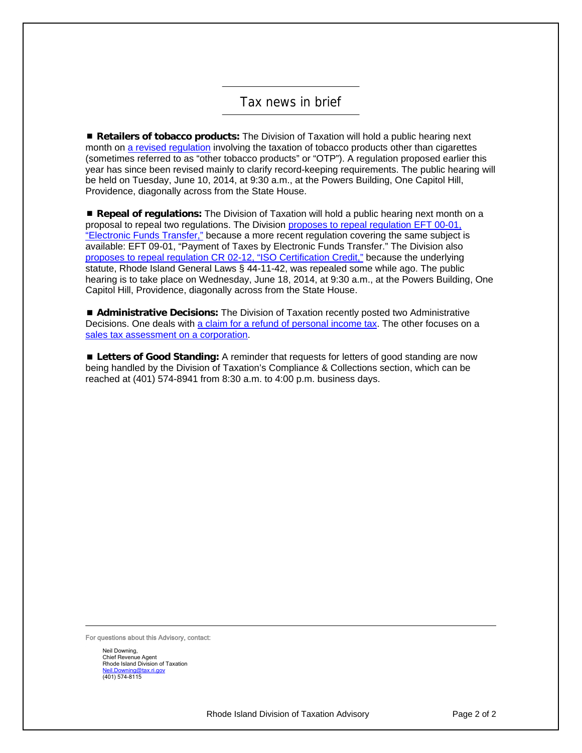## Tax news in brief

■ **Retailers of tobacco products:** The Division of Taxation will hold a public hearing next month on a revised regulation involving the taxation of tobacco products other than cigarettes (sometimes referred to as "other tobacco products" or "OTP"). A regulation proposed earlier this year has since been revised mainly to clarify record-keeping requirements. The public hearing will be held on Tuesday, June 10, 2014, at 9:30 a.m., at the Powers Building, One Capitol Hill, Providence, diagonally across from the State House.

■ **Repeal of regulations:** The Division of Taxation will hold a public hearing next month on a proposal to repeal two regulations. The Division proposes to repeal regulation EFT 00-01, "Electronic Funds Transfer," because a more recent regulation covering the same subject is available: EFT 09-01, "Payment of Taxes by Electronic Funds Transfer." The Division also proposes to repeal regulation CR 02-12, "ISO Certification Credit," because the underlying statute, Rhode Island General Laws § 44-11-42, was repealed some while ago. The public hearing is to take place on Wednesday, June 18, 2014, at 9:30 a.m., at the Powers Building, One Capitol Hill, Providence, diagonally across from the State House.

■ **Administrative Decisions:** The Division of Taxation recently posted two Administrative Decisions. One deals with a claim for a refund of personal income tax. The other focuses on a sales tax assessment on a corporation.

■ **Letters of Good Standing:** A reminder that requests for letters of good standing are now being handled by the Division of Taxation's Compliance & Collections section, which can be reached at (401) 574-8941 from 8:30 a.m. to 4:00 p.m. business days.

---

For questions about this Advisory, contact:

Neil Downing,
Chief Revenue Agent
Rhode Island Division of Taxation
Neil.Downing@tax.ri.gov
(401) 574-8115